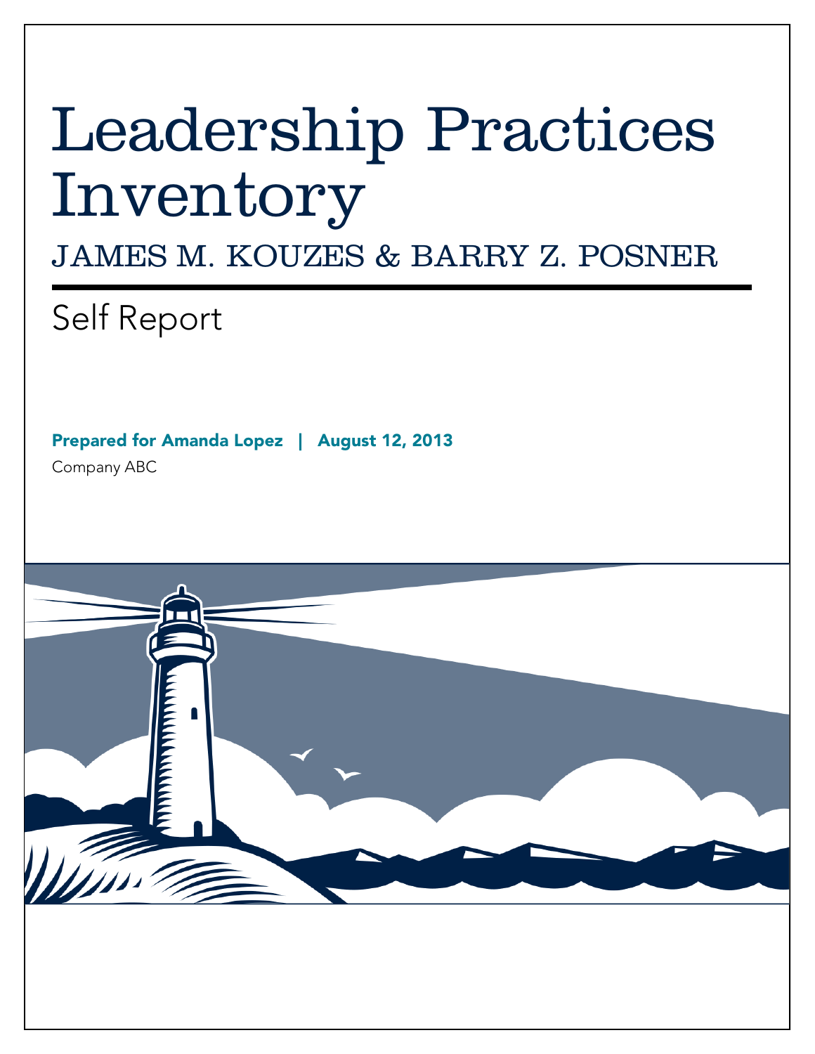# Leadership Practices Inventory

JAMES M. KOUZES & BARRY Z. POSNER

## Self Report

**Prepared for Amanda Lopez | August 12, 2013**

Company ABC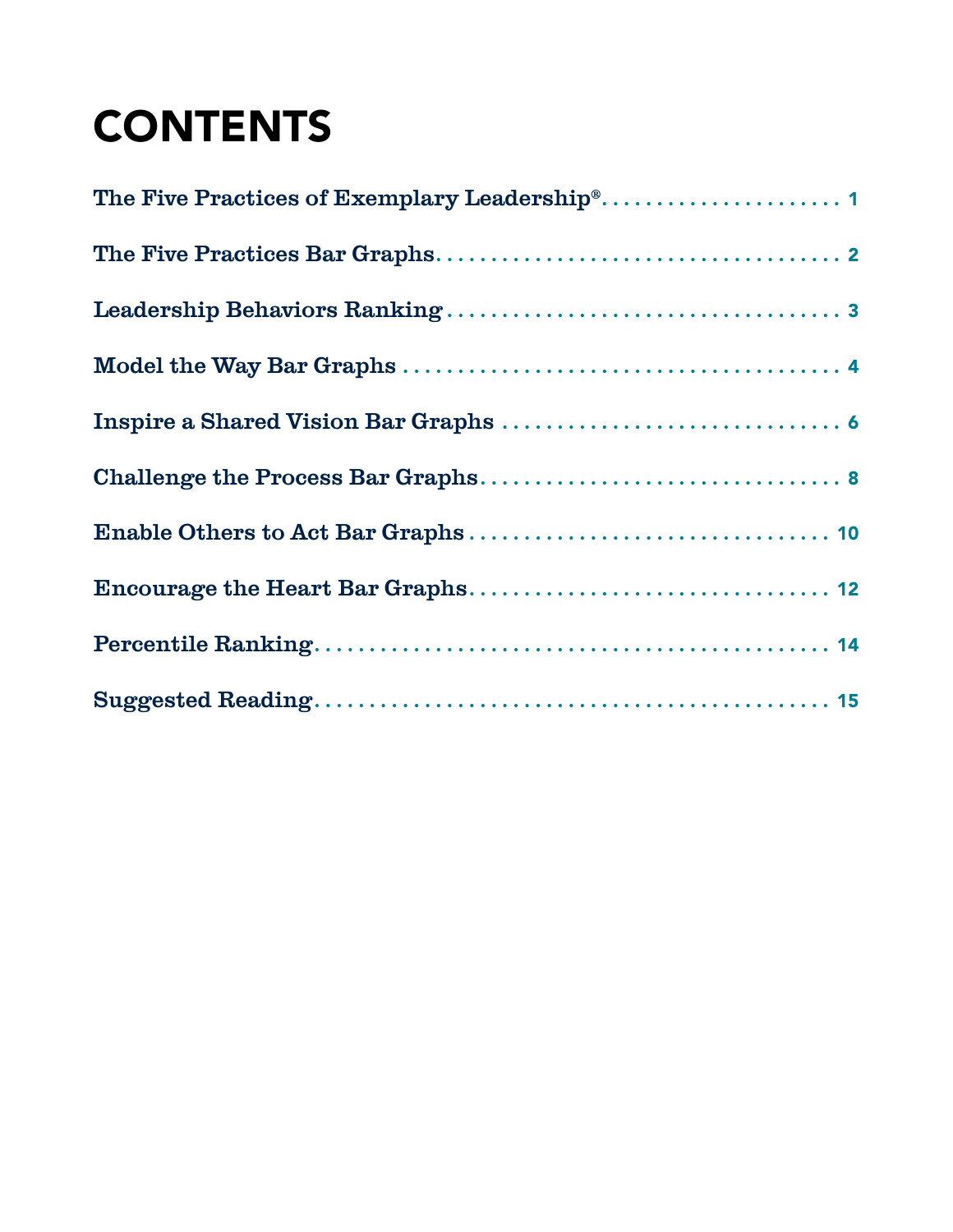# CONTENTS

The Five Practices of Exemplary Leadership® ........................ 1

The Five Practices Bar Graphs ........................ 2

Leadership Behaviors Ranking ........................ 3

Model the Way Bar Graphs ........................ 4

Inspire a Shared Vision Bar Graphs ........................ 6

Challenge the Process Bar Graphs ........................ 8

Enable Others to Act Bar Graphs ........................ 10

Encourage the Heart Bar Graphs ........................ 12

Percentile Ranking ........................ 14

Suggested Reading ........................ 15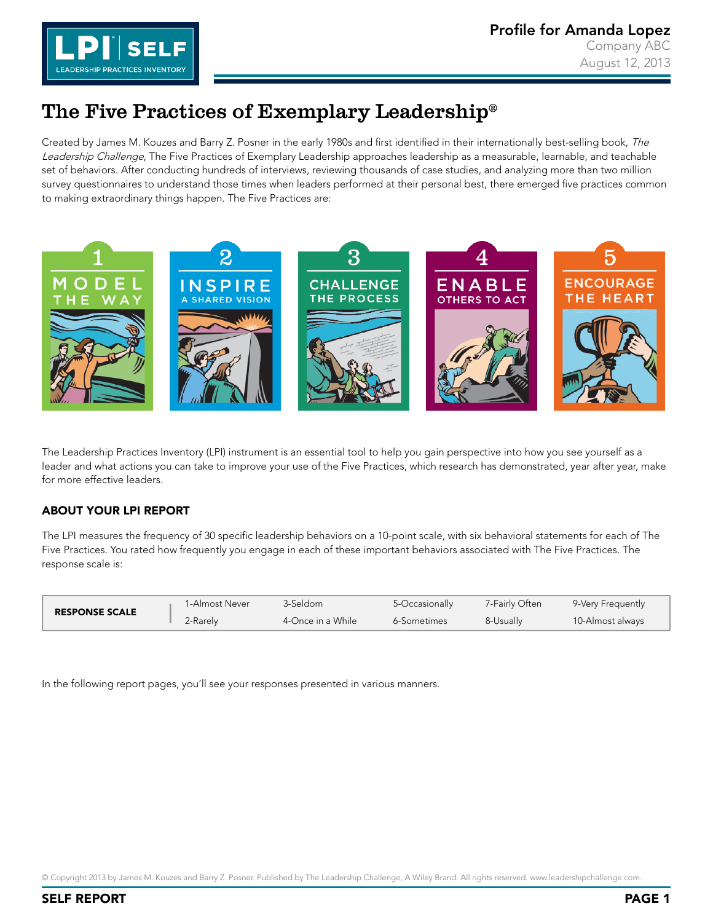# The Five Practices of Exemplary Leadership®

Created by James M. Kouzes and Barry Z. Posner in the early 1980s and first identified in their internationally best-selling book, *The Leadership Challenge*, The Five Practices of Exemplary Leadership approaches leadership as a measurable, learnable, and teachable set of behaviors. After conducting hundreds of interviews, reviewing thousands of case studies, and analyzing more than two million survey questionnaires to understand those times when leaders performed at their personal best, there emerged five practices common to making extraordinary things happen. The Five Practices are:

1. MODEL THE WAY
2. INSPIRE A SHARED VISION
3. CHALLENGE THE PROCESS
4. ENABLE OTHERS TO ACT
5. ENCOURAGE THE HEART

The Leadership Practices Inventory (LPI) instrument is an essential tool to help you gain perspective into how you see yourself as a leader and what actions you can take to improve your use of the Five Practices, which research has demonstrated, year after year, make for more effective leaders.

## ABOUT YOUR LPI REPORT

The LPI measures the frequency of 30 specific leadership behaviors on a 10-point scale, with six behavioral statements for each of The Five Practices. You rated how frequently you engage in each of these important behaviors associated with The Five Practices. The response scale is:

| RESPONSE SCALE | | | | | |
|---|---|---|---|---|---|
| | 1-Almost Never | 3-Seldom | 5-Occasionally | 7-Fairly Often | 9-Very Frequently |
| | 2-Rarely | 4-Once in a While | 6-Sometimes | 8-Usually | 10-Almost always |

In the following report pages, you'll see your responses presented in various manners.

© Copyright 2013 by James M. Kouzes and Barry Z. Posner. Published by The Leadership Challenge, A Wiley Brand. All rights reserved. www.leadershipchallenge.com.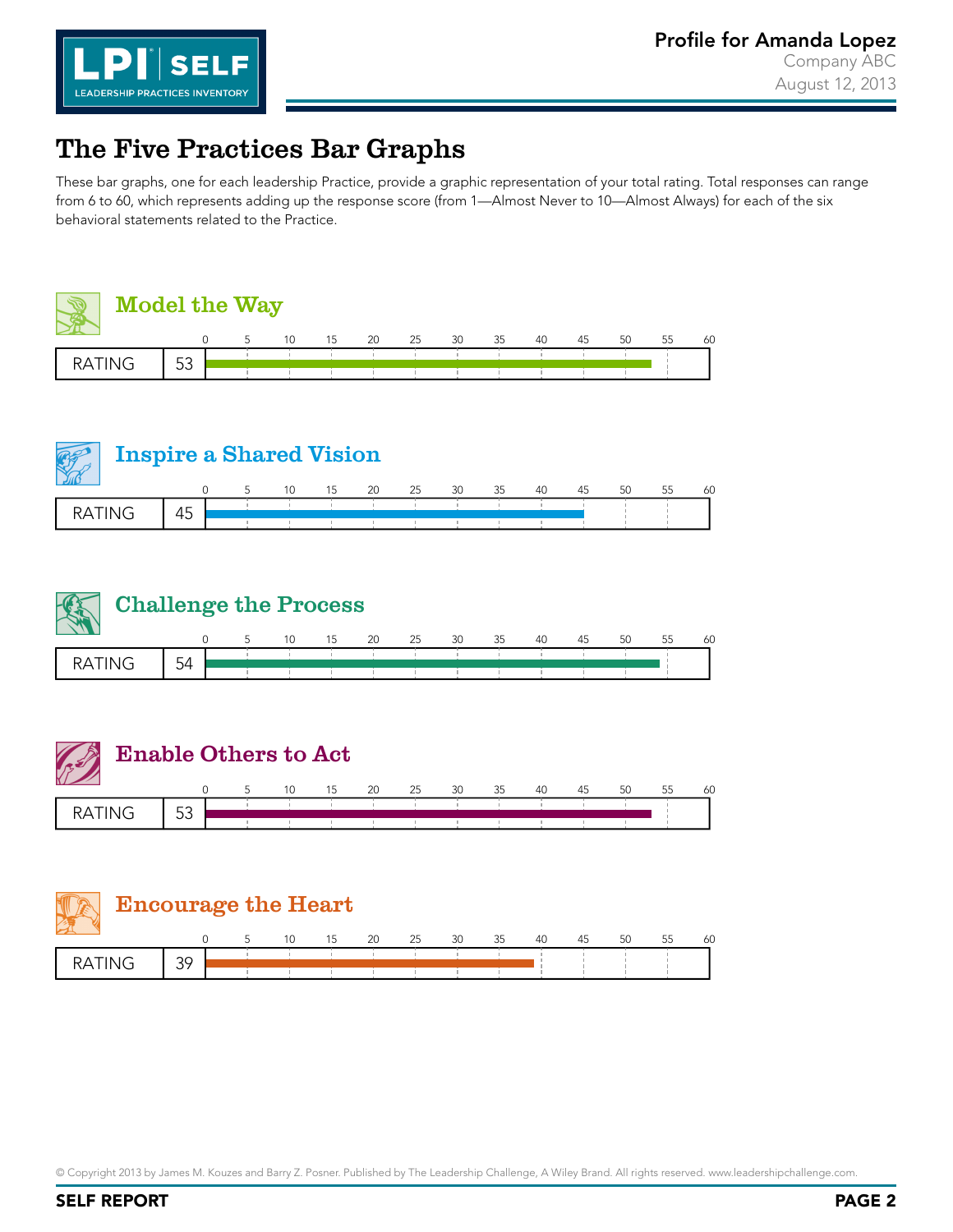## Profile for Amanda Lopez

Company ABC

August 12, 2013

# The Five Practices Bar Graphs

These bar graphs, one for each leadership Practice, provide a graphic representation of your total rating. Total responses can range from 6 to 60, which represents adding up the response score (from 1—Almost Never to 10—Almost Always) for each of the six behavioral statements related to the Practice.

## Model the Way

| RATING | 53 |
|---|---|

## Inspire a Shared Vision

| RATING | 45 |
|---|---|

## Challenge the Process

| RATING | 54 |
|---|---|

## Enable Others to Act

| RATING | 53 |
|---|---|

## Encourage the Heart

| RATING | 39 |
|---|---|

© Copyright 2013 by James M. Kouzes and Barry Z. Posner. Published by The Leadership Challenge, A Wiley Brand. All rights reserved. www.leadershipchallenge.com.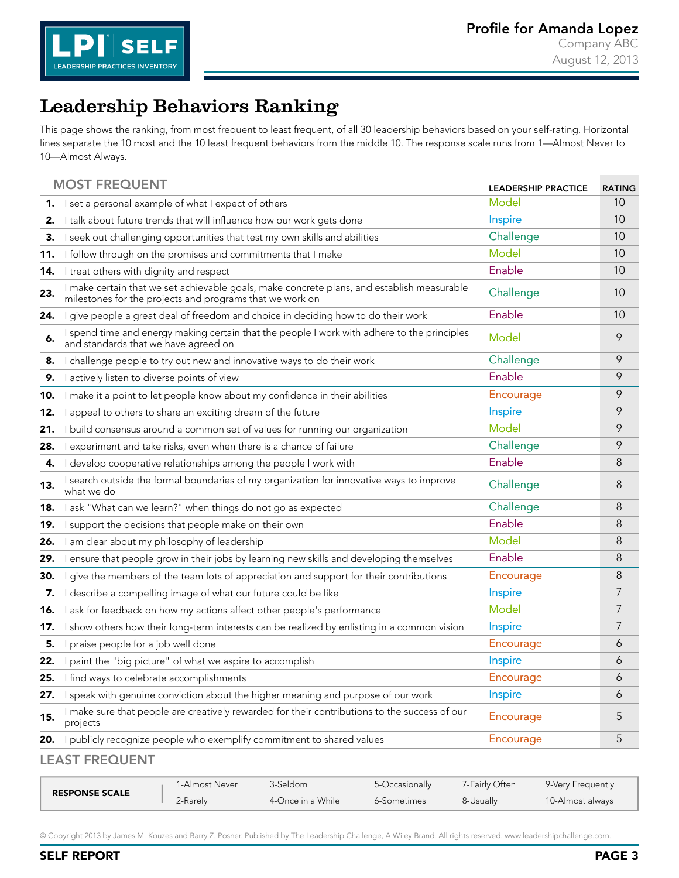# Leadership Behaviors Ranking

This page shows the ranking, from most frequent to least frequent, of all 30 leadership behaviors based on your self-rating. Horizontal lines separate the 10 most and the 10 least frequent behaviors from the middle 10. The response scale runs from 1—Almost Never to 10—Almost Always.

**MOST FREQUENT**

| # | Behavior | LEADERSHIP PRACTICE | RATING |
|---|---|---|---|
| **1.** | I set a personal example of what I expect of others | Model | 10 |
| **2.** | I talk about future trends that will influence how our work gets done | Inspire | 10 |
| **3.** | I seek out challenging opportunities that test my own skills and abilities | Challenge | 10 |
| **11.** | I follow through on the promises and commitments that I make | Model | 10 |
| **14.** | I treat others with dignity and respect | Enable | 10 |
| **23.** | I make certain that we set achievable goals, make concrete plans, and establish measurable milestones for the projects and programs that we work on | Challenge | 10 |
| **24.** | I give people a great deal of freedom and choice in deciding how to do their work | Enable | 10 |
| **6.** | I spend time and energy making certain that the people I work with adhere to the principles and standards that we have agreed on | Model | 9 |
| **8.** | I challenge people to try out new and innovative ways to do their work | Challenge | 9 |
| **9.** | I actively listen to diverse points of view | Enable | 9 |
| **10.** | I make it a point to let people know about my confidence in their abilities | Encourage | 9 |
| **12.** | I appeal to others to share an exciting dream of the future | Inspire | 9 |
| **21.** | I build consensus around a common set of values for running our organization | Model | 9 |
| **28.** | I experiment and take risks, even when there is a chance of failure | Challenge | 9 |
| **4.** | I develop cooperative relationships among the people I work with | Enable | 8 |
| **13.** | I search outside the formal boundaries of my organization for innovative ways to improve what we do | Challenge | 8 |
| **18.** | I ask "What can we learn?" when things do not go as expected | Challenge | 8 |
| **19.** | I support the decisions that people make on their own | Enable | 8 |
| **26.** | I am clear about my philosophy of leadership | Model | 8 |
| **29.** | I ensure that people grow in their jobs by learning new skills and developing themselves | Enable | 8 |
| **30.** | I give the members of the team lots of appreciation and support for their contributions | Encourage | 8 |
| **7.** | I describe a compelling image of what our future could be like | Inspire | 7 |
| **16.** | I ask for feedback on how my actions affect other people's performance | Model | 7 |
| **17.** | I show others how their long-term interests can be realized by enlisting in a common vision | Inspire | 7 |
| **5.** | I praise people for a job well done | Encourage | 6 |
| **22.** | I paint the "big picture" of what we aspire to accomplish | Inspire | 6 |
| **25.** | I find ways to celebrate accomplishments | Encourage | 6 |
| **27.** | I speak with genuine conviction about the higher meaning and purpose of our work | Inspire | 6 |
| **15.** | I make sure that people are creatively rewarded for their contributions to the success of our projects | Encourage | 5 |
| **20.** | I publicly recognize people who exemplify commitment to shared values | Encourage | 5 |

**LEAST FREQUENT**

| RESPONSE SCALE | | | | | |
|---|---|---|---|---|---|
| | 1-Almost Never | 3-Seldom | 5-Occasionally | 7-Fairly Often | 9-Very Frequently |
| | 2-Rarely | 4-Once in a While | 6-Sometimes | 8-Usually | 10-Almost always |

© Copyright 2013 by James M. Kouzes and Barry Z. Posner. Published by The Leadership Challenge, A Wiley Brand. All rights reserved. www.leadershipchallenge.com.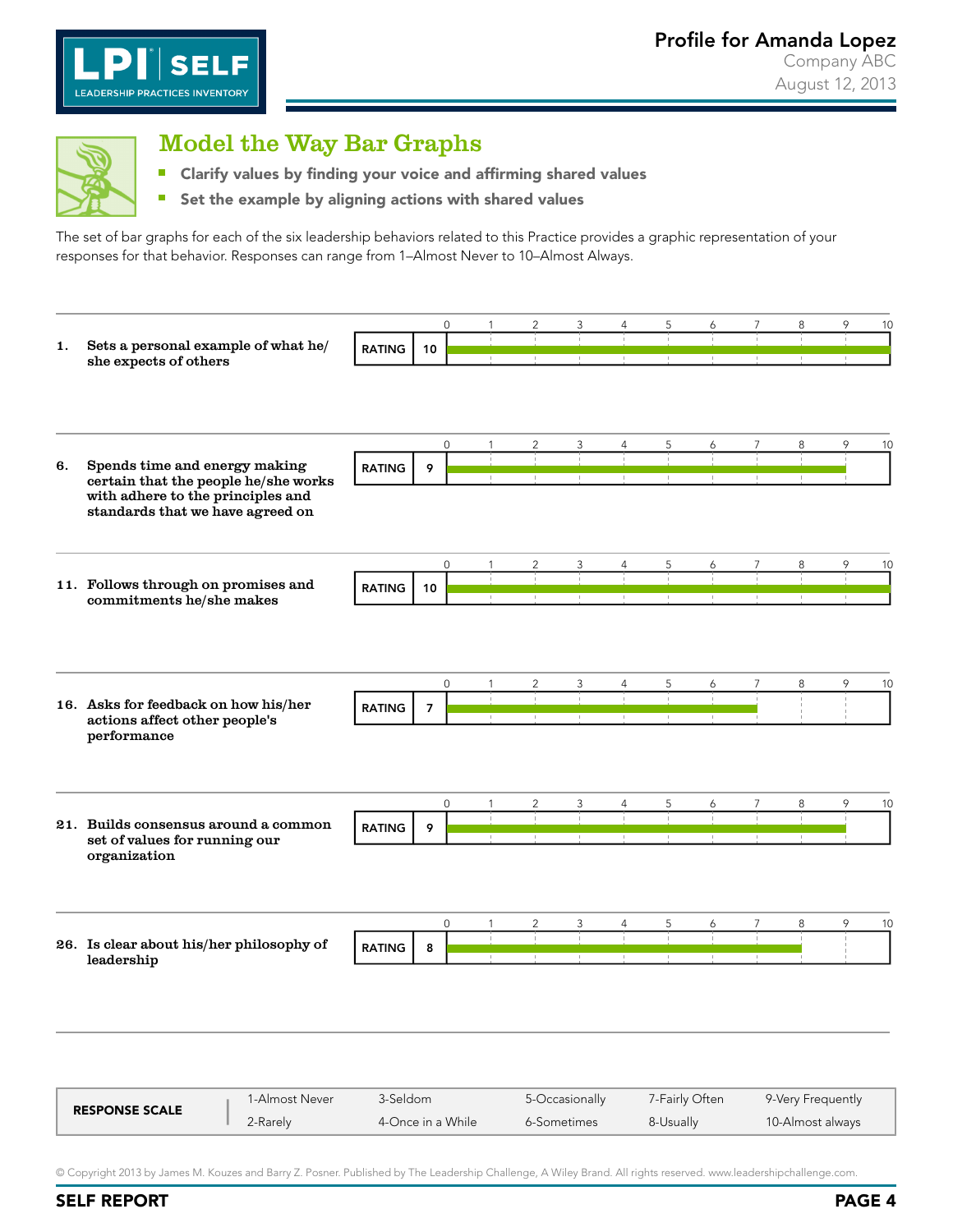# Model the Way Bar Graphs

- **Clarify values by finding your voice and affirming shared values**
- **Set the example by aligning actions with shared values**

The set of bar graphs for each of the six leadership behaviors related to this Practice provides a graphic representation of your responses for that behavior. Responses can range from 1–Almost Never to 10–Almost Always.

| # | Behavior | RATING |
|---|---|---|
| 1. | **Sets a personal example of what he/she expects of others** | 10 |
| 6. | **Spends time and energy making certain that the people he/she works with adhere to the principles and standards that we have agreed on** | 9 |
| 11. | **Follows through on promises and commitments he/she makes** | 10 |
| 16. | **Asks for feedback on how his/her actions affect other people's performance** | 7 |
| 21. | **Builds consensus around a common set of values for running our organization** | 9 |
| 26. | **Is clear about his/her philosophy of leadership** | 8 |

| RESPONSE SCALE | | | | | |
|---|---|---|---|---|---|
| | 1-Almost Never | 3-Seldom | 5-Occasionally | 7-Fairly Often | 9-Very Frequently |
| | 2-Rarely | 4-Once in a While | 6-Sometimes | 8-Usually | 10-Almost always |

© Copyright 2013 by James M. Kouzes and Barry Z. Posner. Published by The Leadership Challenge, A Wiley Brand. All rights reserved. www.leadershipchallenge.com.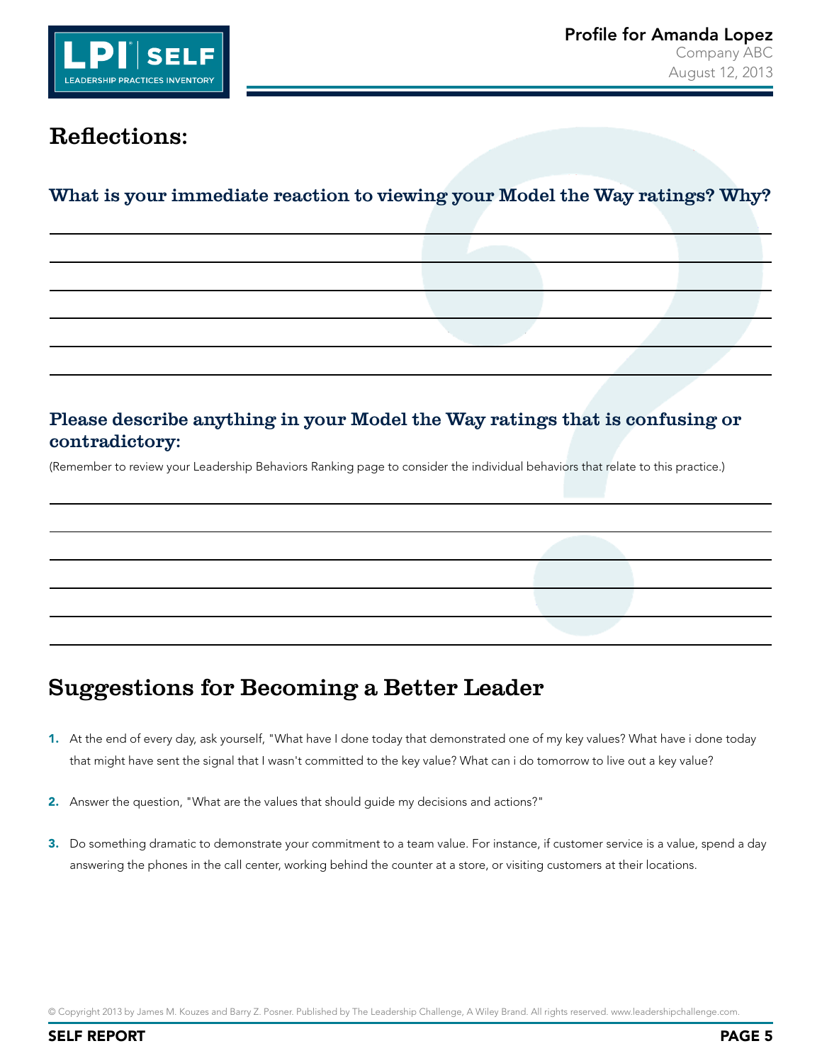## Reflections:

### What is your immediate reaction to viewing your Model the Way ratings? Why?

### Please describe anything in your Model the Way ratings that is confusing or contradictory:

(Remember to review your Leadership Behaviors Ranking page to consider the individual behaviors that relate to this practice.)

## Suggestions for Becoming a Better Leader

1. At the end of every day, ask yourself, "What have I done today that demonstrated one of my key values? What have i done today that might have sent the signal that I wasn't committed to the key value? What can i do tomorrow to live out a key value?

2. Answer the question, "What are the values that should guide my decisions and actions?"

3. Do something dramatic to demonstrate your commitment to a team value. For instance, if customer service is a value, spend a day answering the phones in the call center, working behind the counter at a store, or visiting customers at their locations.

© Copyright 2013 by James M. Kouzes and Barry Z. Posner. Published by The Leadership Challenge, A Wiley Brand. All rights reserved. www.leadershipchallenge.com.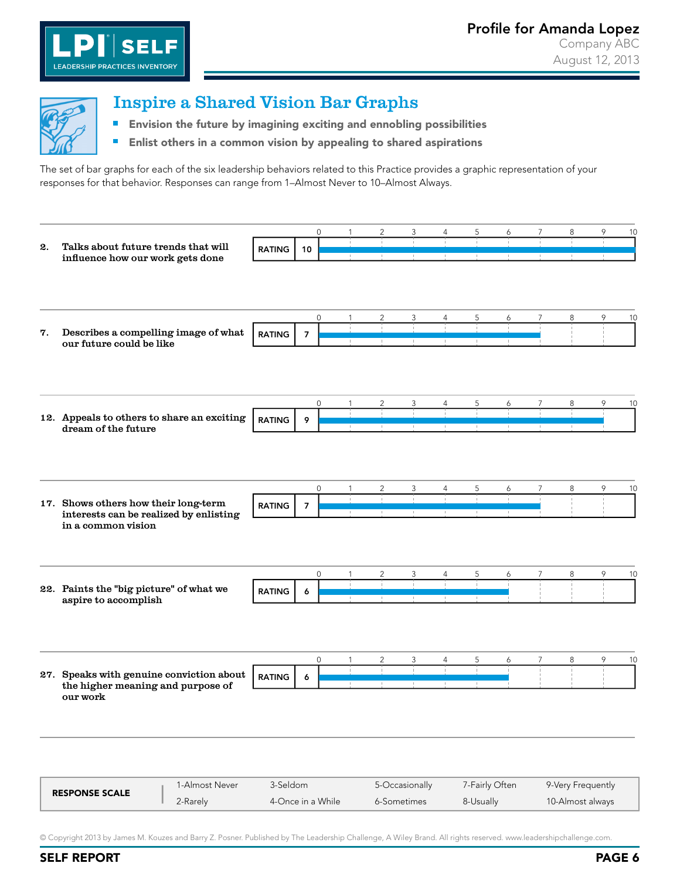# Inspire a Shared Vision Bar Graphs

- Envision the future by imagining exciting and ennobling possibilities
- Enlist others in a common vision by appealing to shared aspirations

The set of bar graphs for each of the six leadership behaviors related to this Practice provides a graphic representation of your responses for that behavior. Responses can range from 1–Almost Never to 10–Almost Always.

| # | Behavior | RATING |
|---|---|---|
| 2. | Talks about future trends that will influence how our work gets done | 10 |
| 7. | Describes a compelling image of what our future could be like | 7 |
| 12. | Appeals to others to share an exciting dream of the future | 9 |
| 17. | Shows others how their long-term interests can be realized by enlisting in a common vision | 7 |
| 22. | Paints the "big picture" of what we aspire to accomplish | 6 |
| 27. | Speaks with genuine conviction about the higher meaning and purpose of our work | 6 |

| RESPONSE SCALE | | | | |
|---|---|---|---|---|
| 1-Almost Never | 3-Seldom | 5-Occasionally | 7-Fairly Often | 9-Very Frequently |
| 2-Rarely | 4-Once in a While | 6-Sometimes | 8-Usually | 10-Almost always |

© Copyright 2013 by James M. Kouzes and Barry Z. Posner. Published by The Leadership Challenge, A Wiley Brand. All rights reserved. www.leadershipchallenge.com.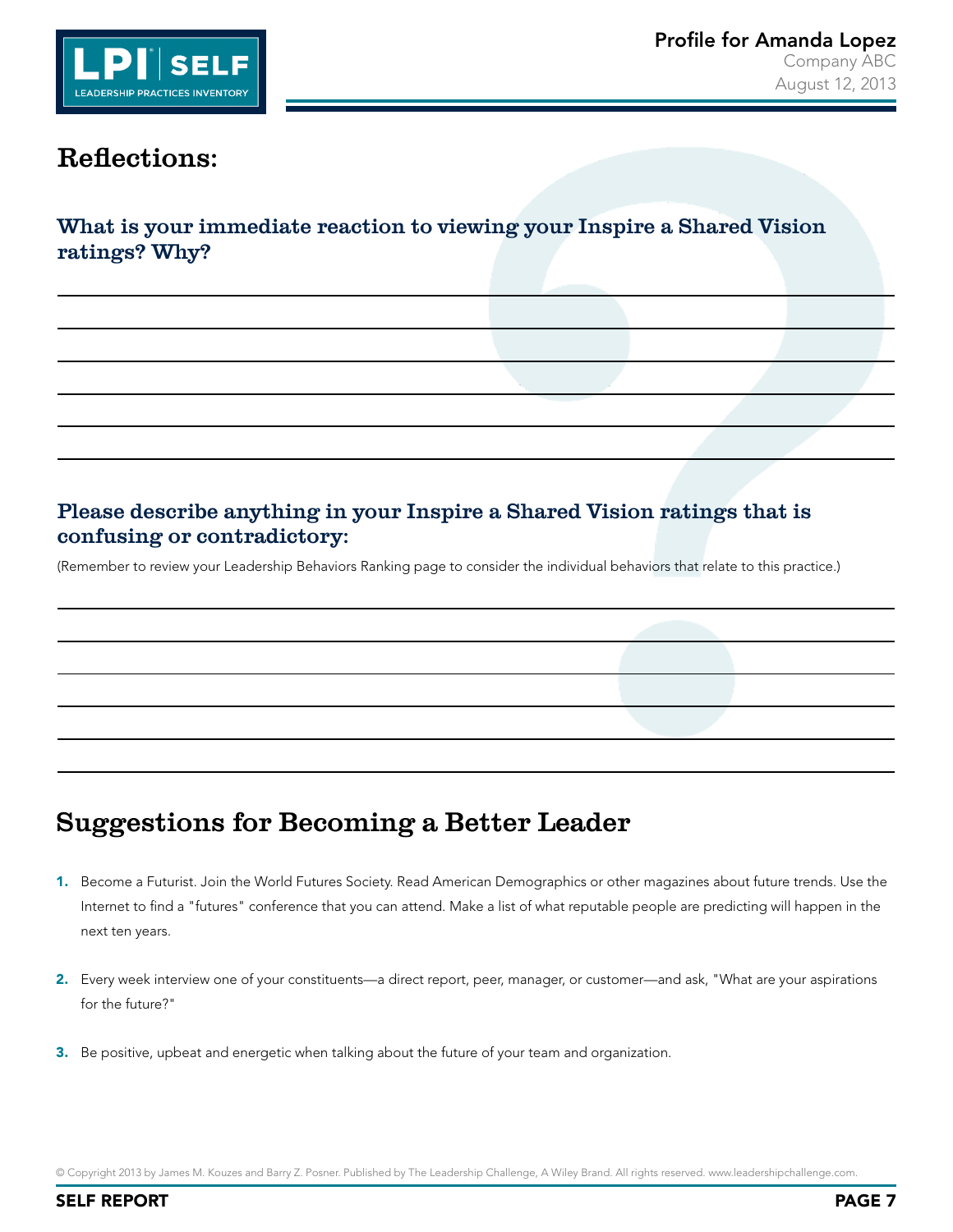## Reflections:

### What is your immediate reaction to viewing your Inspire a Shared Vision ratings? Why?

### Please describe anything in your Inspire a Shared Vision ratings that is confusing or contradictory:

(Remember to review your Leadership Behaviors Ranking page to consider the individual behaviors that relate to this practice.)

## Suggestions for Becoming a Better Leader

1. Become a Futurist. Join the World Futures Society. Read American Demographics or other magazines about future trends. Use the Internet to find a "futures" conference that you can attend. Make a list of what reputable people are predicting will happen in the next ten years.

2. Every week interview one of your constituents—a direct report, peer, manager, or customer—and ask, "What are your aspirations for the future?"

3. Be positive, upbeat and energetic when talking about the future of your team and organization.

© Copyright 2013 by James M. Kouzes and Barry Z. Posner. Published by The Leadership Challenge, A Wiley Brand. All rights reserved. www.leadershipchallenge.com.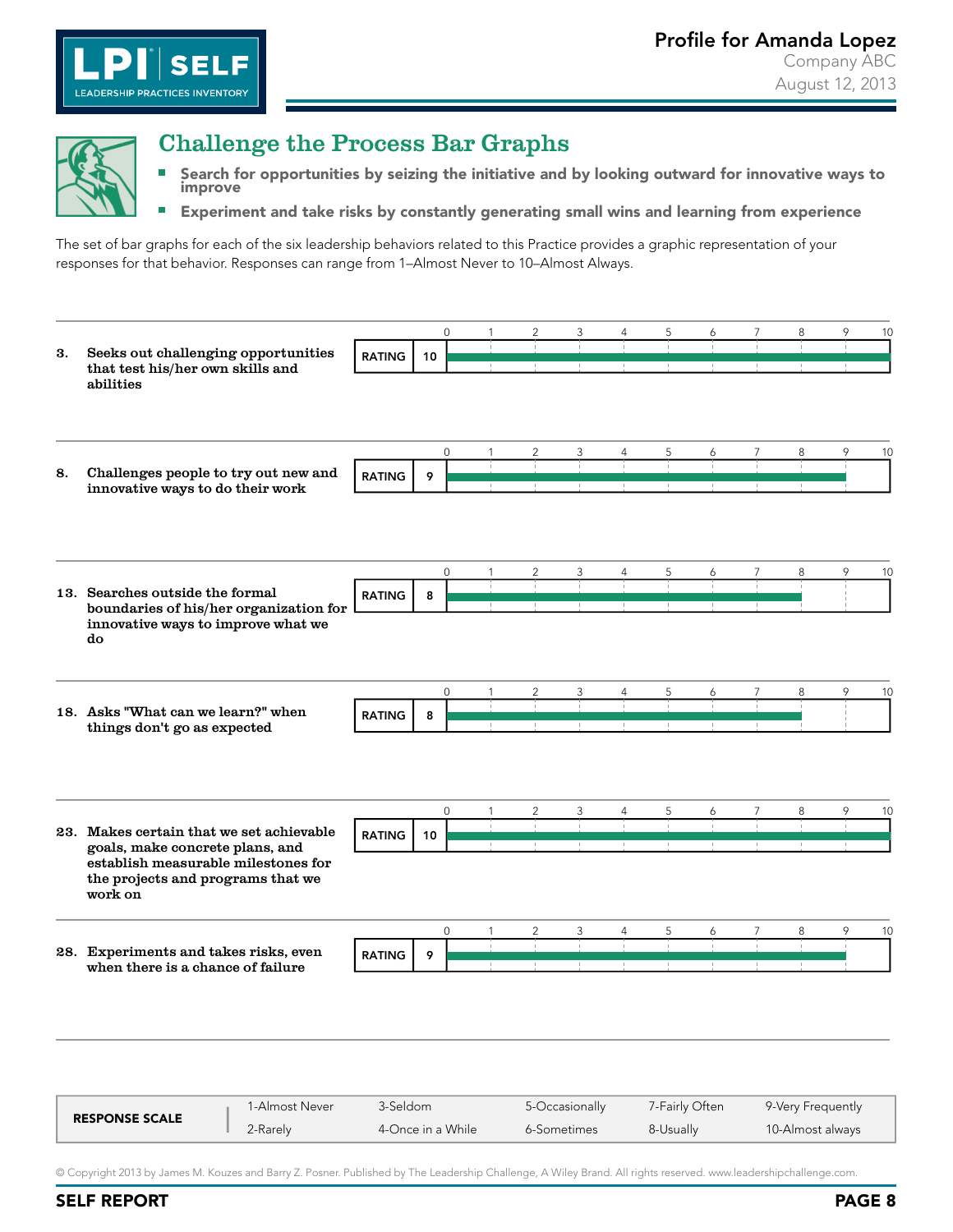## Challenge the Process Bar Graphs

- **Search for opportunities by seizing the initiative and by looking outward for innovative ways to improve**
- **Experiment and take risks by constantly generating small wins and learning from experience**

The set of bar graphs for each of the six leadership behaviors related to this Practice provides a graphic representation of your responses for that behavior. Responses can range from 1–Almost Never to 10–Almost Always.

| # | Behavior | RATING |
|---|---|---|
| 3. | **Seeks out challenging opportunities that test his/her own skills and abilities** | 10 |
| 8. | **Challenges people to try out new and innovative ways to do their work** | 9 |
| 13. | **Searches outside the formal boundaries of his/her organization for innovative ways to improve what we do** | 8 |
| 18. | **Asks "What can we learn?" when things don't go as expected** | 8 |
| 23. | **Makes certain that we set achievable goals, make concrete plans, and establish measurable milestones for the projects and programs that we work on** | 10 |
| 28. | **Experiments and takes risks, even when there is a chance of failure** | 9 |

| RESPONSE SCALE | | | | | |
|---|---|---|---|---|---|
| | 1-Almost Never | 3-Seldom | 5-Occasionally | 7-Fairly Often | 9-Very Frequently |
| | 2-Rarely | 4-Once in a While | 6-Sometimes | 8-Usually | 10-Almost always |

© Copyright 2013 by James M. Kouzes and Barry Z. Posner. Published by The Leadership Challenge, A Wiley Brand. All rights reserved. www.leadershipchallenge.com.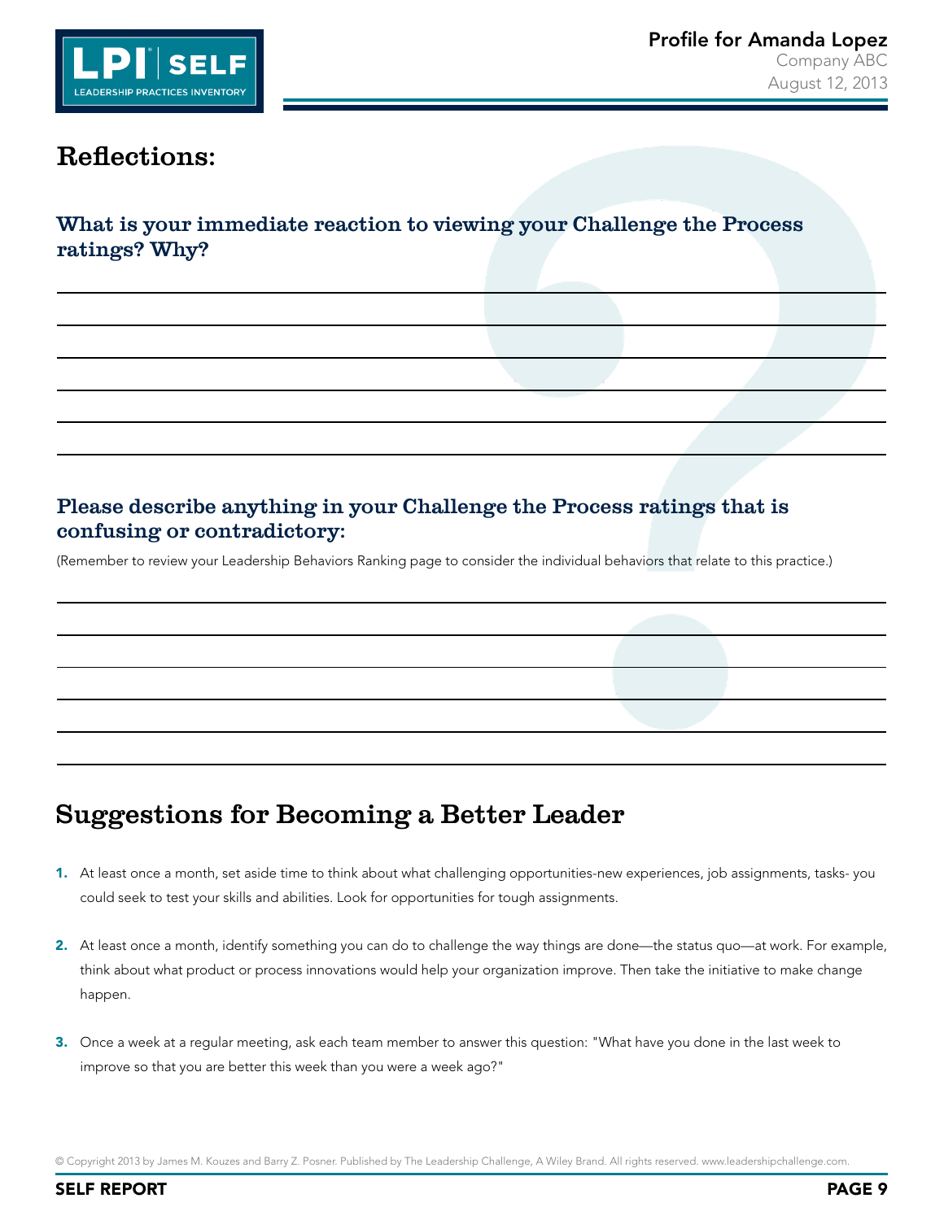## Reflections:

### What is your immediate reaction to viewing your Challenge the Process ratings? Why?

### Please describe anything in your Challenge the Process ratings that is confusing or contradictory:

(Remember to review your Leadership Behaviors Ranking page to consider the individual behaviors that relate to this practice.)

## Suggestions for Becoming a Better Leader

1. At least once a month, set aside time to think about what challenging opportunities-new experiences, job assignments, tasks- you could seek to test your skills and abilities. Look for opportunities for tough assignments.

2. At least once a month, identify something you can do to challenge the way things are done—the status quo—at work. For example, think about what product or process innovations would help your organization improve. Then take the initiative to make change happen.

3. Once a week at a regular meeting, ask each team member to answer this question: "What have you done in the last week to improve so that you are better this week than you were a week ago?"

© Copyright 2013 by James M. Kouzes and Barry Z. Posner. Published by The Leadership Challenge, A Wiley Brand. All rights reserved. www.leadershipchallenge.com.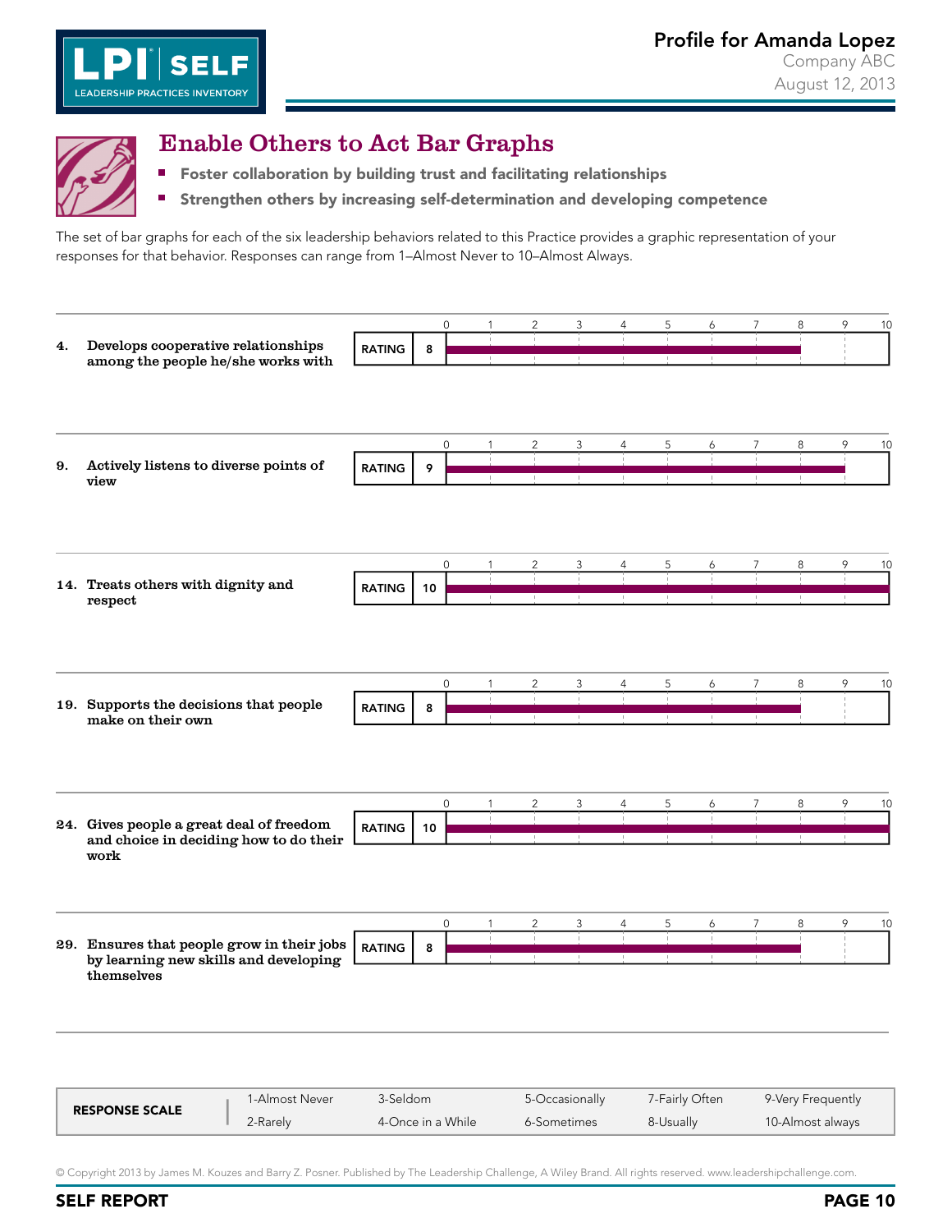# Enable Others to Act Bar Graphs

- **Foster collaboration by building trust and facilitating relationships**
- **Strengthen others by increasing self-determination and developing competence**

The set of bar graphs for each of the six leadership behaviors related to this Practice provides a graphic representation of your responses for that behavior. Responses can range from 1–Almost Never to 10–Almost Always.

| # | Behavior | RATING |
|---|---|---|
| 4. | **Develops cooperative relationships among the people he/she works with** | 8 |
| 9. | **Actively listens to diverse points of view** | 9 |
| 14. | **Treats others with dignity and respect** | 10 |
| 19. | **Supports the decisions that people make on their own** | 8 |
| 24. | **Gives people a great deal of freedom and choice in deciding how to do their work** | 10 |
| 29. | **Ensures that people grow in their jobs by learning new skills and developing themselves** | 8 |

| RESPONSE SCALE | | | | | |
|---|---|---|---|---|---|
| | 1-Almost Never | 3-Seldom | 5-Occasionally | 7-Fairly Often | 9-Very Frequently |
| | 2-Rarely | 4-Once in a While | 6-Sometimes | 8-Usually | 10-Almost always |

© Copyright 2013 by James M. Kouzes and Barry Z. Posner. Published by The Leadership Challenge, A Wiley Brand. All rights reserved. www.leadershipchallenge.com.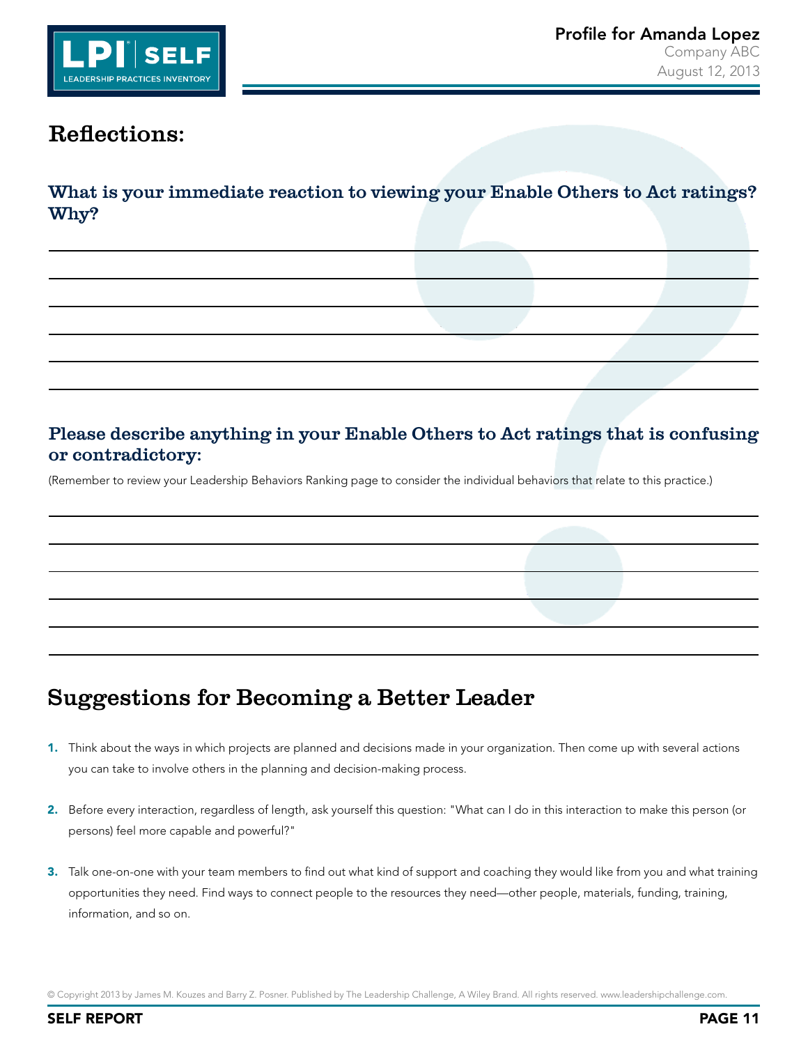## Reflections:

### What is your immediate reaction to viewing your Enable Others to Act ratings? Why?

### Please describe anything in your Enable Others to Act ratings that is confusing or contradictory:

(Remember to review your Leadership Behaviors Ranking page to consider the individual behaviors that relate to this practice.)

## Suggestions for Becoming a Better Leader

1. Think about the ways in which projects are planned and decisions made in your organization. Then come up with several actions you can take to involve others in the planning and decision-making process.

2. Before every interaction, regardless of length, ask yourself this question: "What can I do in this interaction to make this person (or persons) feel more capable and powerful?"

3. Talk one-on-one with your team members to find out what kind of support and coaching they would like from you and what training opportunities they need. Find ways to connect people to the resources they need—other people, materials, funding, training, information, and so on.

© Copyright 2013 by James M. Kouzes and Barry Z. Posner. Published by The Leadership Challenge, A Wiley Brand. All rights reserved. www.leadershipchallenge.com.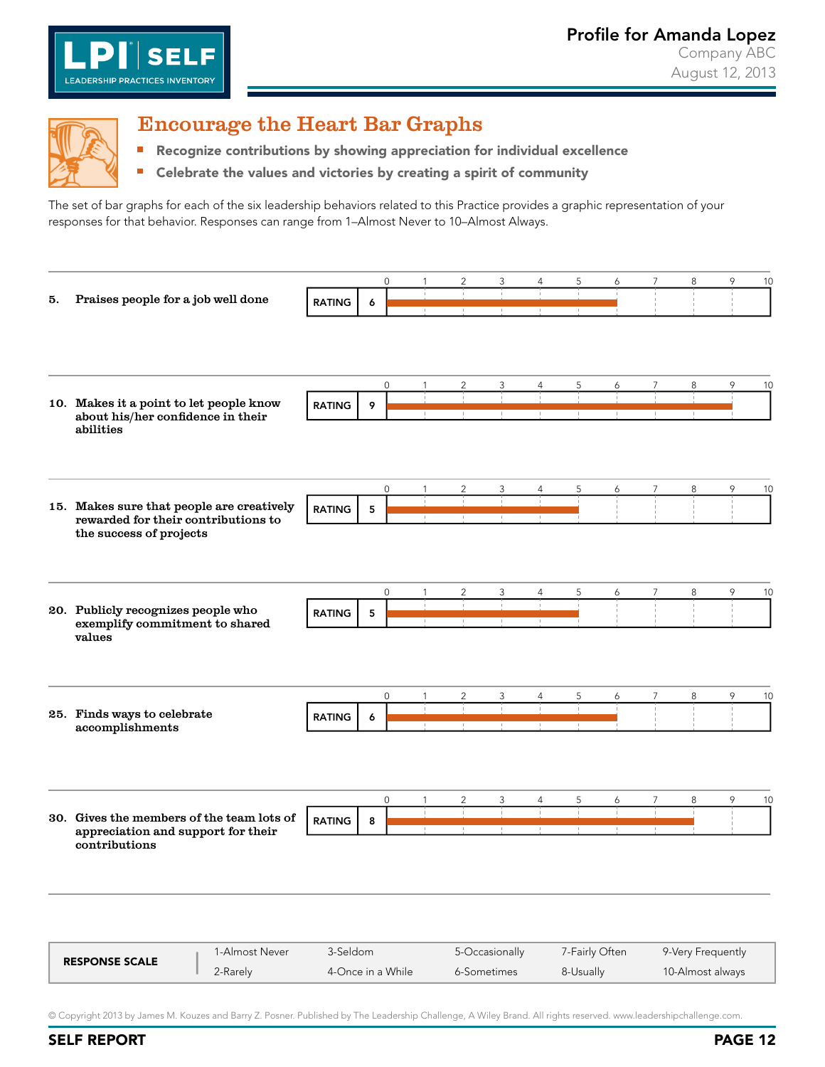# Encourage the Heart Bar Graphs

- **Recognize contributions by showing appreciation for individual excellence**
- **Celebrate the values and victories by creating a spirit of community**

The set of bar graphs for each of the six leadership behaviors related to this Practice provides a graphic representation of your responses for that behavior. Responses can range from 1–Almost Never to 10–Almost Always.

| Behavior | RATING |
|---|---|
| **5. Praises people for a job well done** | 6 |
| **10. Makes it a point to let people know about his/her confidence in their abilities** | 9 |
| **15. Makes sure that people are creatively rewarded for their contributions to the success of projects** | 5 |
| **20. Publicly recognizes people who exemplify commitment to shared values** | 5 |
| **25. Finds ways to celebrate accomplishments** | 6 |
| **30. Gives the members of the team lots of appreciation and support for their contributions** | 8 |

| RESPONSE SCALE | | | | | |
|---|---|---|---|---|---|
| | 1-Almost Never | 3-Seldom | 5-Occasionally | 7-Fairly Often | 9-Very Frequently |
| | 2-Rarely | 4-Once in a While | 6-Sometimes | 8-Usually | 10-Almost always |

© Copyright 2013 by James M. Kouzes and Barry Z. Posner. Published by The Leadership Challenge, A Wiley Brand. All rights reserved. www.leadershipchallenge.com.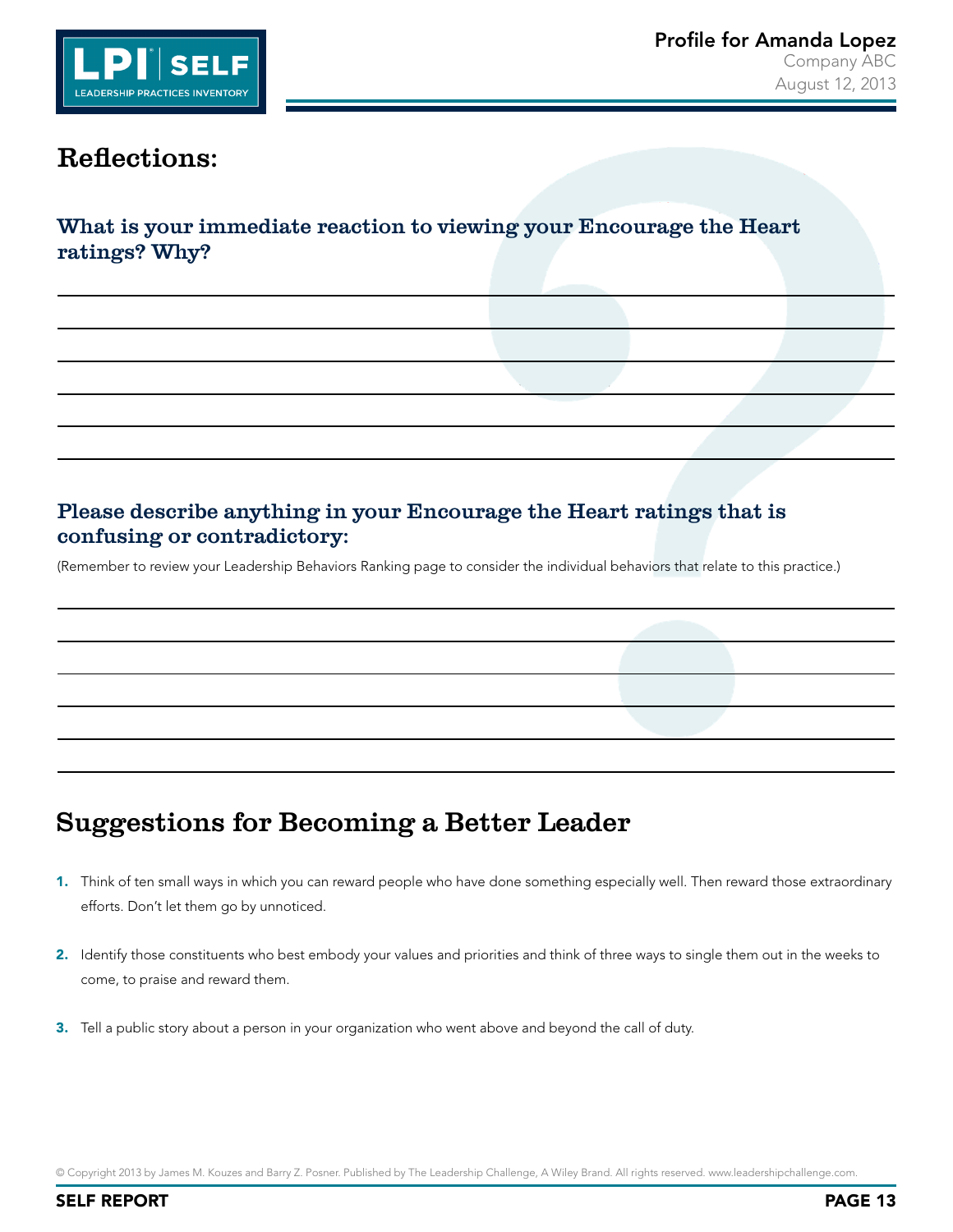# Reflections:

### What is your immediate reaction to viewing your Encourage the Heart ratings? Why?

### Please describe anything in your Encourage the Heart ratings that is confusing or contradictory:

(Remember to review your Leadership Behaviors Ranking page to consider the individual behaviors that relate to this practice.)

# Suggestions for Becoming a Better Leader

1. Think of ten small ways in which you can reward people who have done something especially well. Then reward those extraordinary efforts. Don't let them go by unnoticed.

2. Identify those constituents who best embody your values and priorities and think of three ways to single them out in the weeks to come, to praise and reward them.

3. Tell a public story about a person in your organization who went above and beyond the call of duty.

© Copyright 2013 by James M. Kouzes and Barry Z. Posner. Published by The Leadership Challenge, A Wiley Brand. All rights reserved. www.leadershipchallenge.com.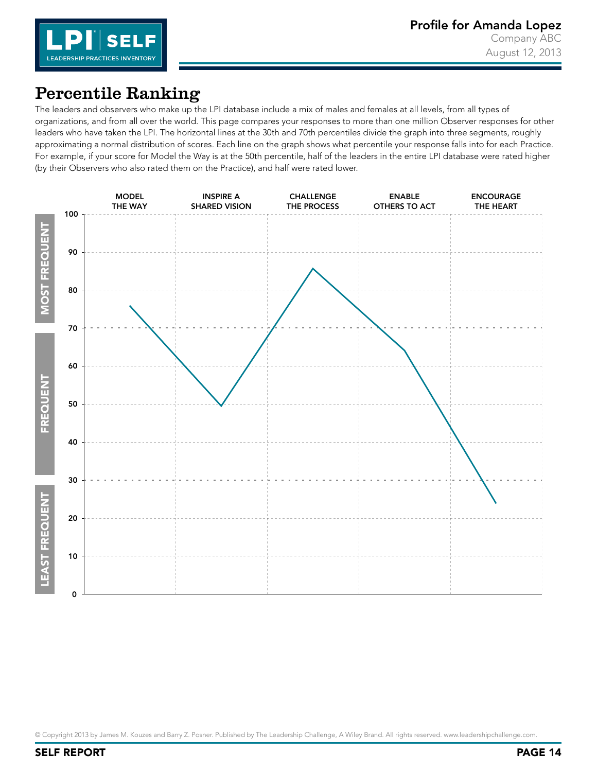# Percentile Ranking

The leaders and observers who make up the LPI database include a mix of males and females at all levels, from all types of organizations, and from all over the world. This page compares your responses to more than one million Observer responses for other leaders who have taken the LPI. The horizontal lines at the 30th and 70th percentiles divide the graph into three segments, roughly approximating a normal distribution of scores. Each line on the graph shows what percentile your response falls into for each Practice. For example, if your score for Model the Way is at the 50th percentile, half of the leaders in the entire LPI database were rated higher (by their Observers who also rated them on the Practice), and half were rated lower.

MODEL THE WAY | INSPIRE A SHARED VISION | CHALLENGE THE PROCESS | ENABLE OTHERS TO ACT | ENCOURAGE THE HEART

MOST FREQUENT | FREQUENT | LEAST FREQUENT

100 | 90 | 80 | 70 | 60 | 50 | 40 | 30 | 20 | 10 | 0

© Copyright 2013 by James M. Kouzes and Barry Z. Posner. Published by The Leadership Challenge, A Wiley Brand. All rights reserved. www.leadershipchallenge.com.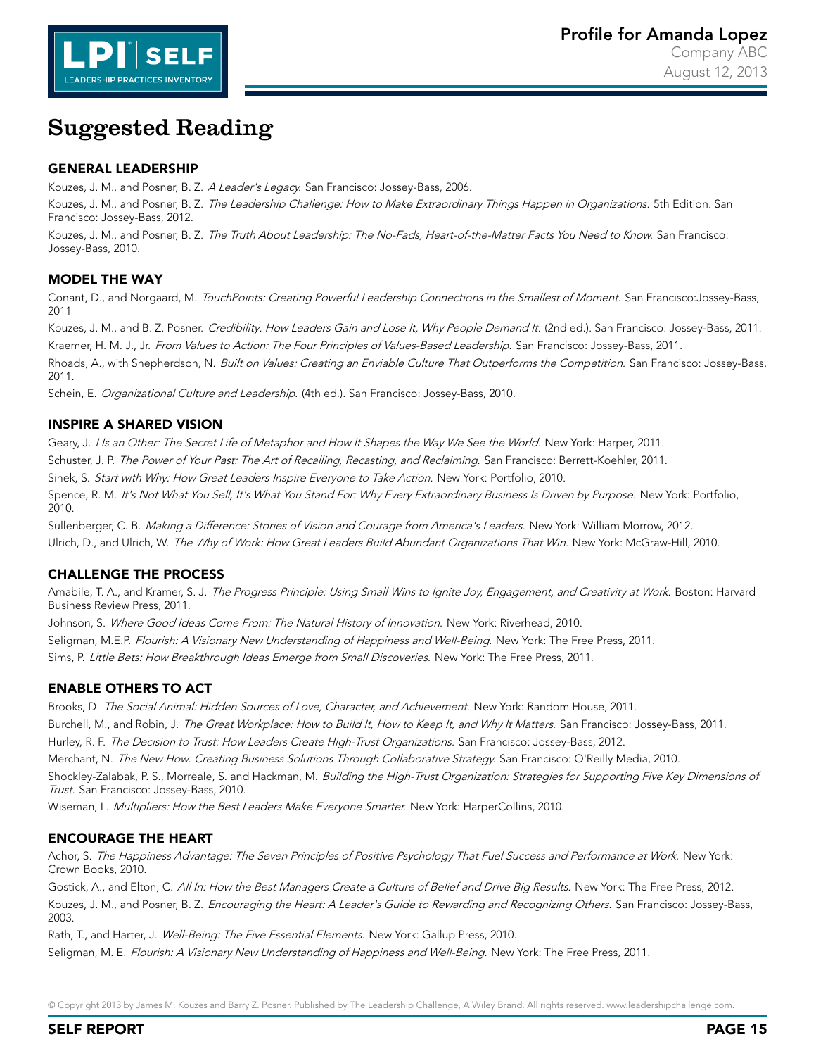# Suggested Reading

## GENERAL LEADERSHIP

Kouzes, J. M., and Posner, B. Z. *A Leader's Legacy.* San Francisco: Jossey-Bass, 2006.

Kouzes, J. M., and Posner, B. Z. *The Leadership Challenge: How to Make Extraordinary Things Happen in Organizations.* 5th Edition. San Francisco: Jossey-Bass, 2012.

Kouzes, J. M., and Posner, B. Z. *The Truth About Leadership: The No-Fads, Heart-of-the-Matter Facts You Need to Know.* San Francisco: Jossey-Bass, 2010.

## MODEL THE WAY

Conant, D., and Norgaard, M. *TouchPoints: Creating Powerful Leadership Connections in the Smallest of Moment.* San Francisco:Jossey-Bass, 2011

Kouzes, J. M., and B. Z. Posner. *Credibility: How Leaders Gain and Lose It, Why People Demand It.* (2nd ed.). San Francisco: Jossey-Bass, 2011.

Kraemer, H. M. J., Jr. *From Values to Action: The Four Principles of Values-Based Leadership.* San Francisco: Jossey-Bass, 2011.

Rhoads, A., with Shepherdson, N. *Built on Values: Creating an Enviable Culture That Outperforms the Competition.* San Francisco: Jossey-Bass, 2011.

Schein, E. *Organizational Culture and Leadership.* (4th ed.). San Francisco: Jossey-Bass, 2010.

## INSPIRE A SHARED VISION

Geary, J. *I Is an Other: The Secret Life of Metaphor and How It Shapes the Way We See the World.* New York: Harper, 2011.

Schuster, J. P. *The Power of Your Past: The Art of Recalling, Recasting, and Reclaiming.* San Francisco: Berrett-Koehler, 2011.

Sinek, S. *Start with Why: How Great Leaders Inspire Everyone to Take Action.* New York: Portfolio, 2010.

Spence, R. M. *It's Not What You Sell, It's What You Stand For: Why Every Extraordinary Business Is Driven by Purpose.* New York: Portfolio, 2010.

Sullenberger, C. B. *Making a Difference: Stories of Vision and Courage from America's Leaders.* New York: William Morrow, 2012.

Ulrich, D., and Ulrich, W. *The Why of Work: How Great Leaders Build Abundant Organizations That Win.* New York: McGraw-Hill, 2010.

## CHALLENGE THE PROCESS

Amabile, T. A., and Kramer, S. J. *The Progress Principle: Using Small Wins to Ignite Joy, Engagement, and Creativity at Work.* Boston: Harvard Business Review Press, 2011.

Johnson, S. *Where Good Ideas Come From: The Natural History of Innovation.* New York: Riverhead, 2010.

Seligman, M.E.P. *Flourish: A Visionary New Understanding of Happiness and Well-Being.* New York: The Free Press, 2011.

Sims, P. *Little Bets: How Breakthrough Ideas Emerge from Small Discoveries.* New York: The Free Press, 2011.

## ENABLE OTHERS TO ACT

Brooks, D. *The Social Animal: Hidden Sources of Love, Character, and Achievement.* New York: Random House, 2011.

Burchell, M., and Robin, J. *The Great Workplace: How to Build It, How to Keep It, and Why It Matters.* San Francisco: Jossey-Bass, 2011.

Hurley, R. F. *The Decision to Trust: How Leaders Create High-Trust Organizations.* San Francisco: Jossey-Bass, 2012.

Merchant, N. *The New How: Creating Business Solutions Through Collaborative Strategy.* San Francisco: O'Reilly Media, 2010.

Shockley-Zalabak, P. S., Morreale, S. and Hackman, M. *Building the High-Trust Organization: Strategies for Supporting Five Key Dimensions of Trust*. San Francisco: Jossey-Bass, 2010.

Wiseman, L. *Multipliers: How the Best Leaders Make Everyone Smarter.* New York: HarperCollins, 2010.

## ENCOURAGE THE HEART

Achor, S. *The Happiness Advantage: The Seven Principles of Positive Psychology That Fuel Success and Performance at Work.* New York: Crown Books, 2010.

Gostick, A., and Elton, C. *All In: How the Best Managers Create a Culture of Belief and Drive Big Results.* New York: The Free Press, 2012.

Kouzes, J. M., and Posner, B. Z. *Encouraging the Heart: A Leader's Guide to Rewarding and Recognizing Others.* San Francisco: Jossey-Bass, 2003.

Rath, T., and Harter, J. *Well-Being: The Five Essential Elements.* New York: Gallup Press, 2010.

Seligman, M. E. *Flourish: A Visionary New Understanding of Happiness and Well-Being.* New York: The Free Press, 2011.

© Copyright 2013 by James M. Kouzes and Barry Z. Posner. Published by The Leadership Challenge, A Wiley Brand. All rights reserved. www.leadershipchallenge.com.